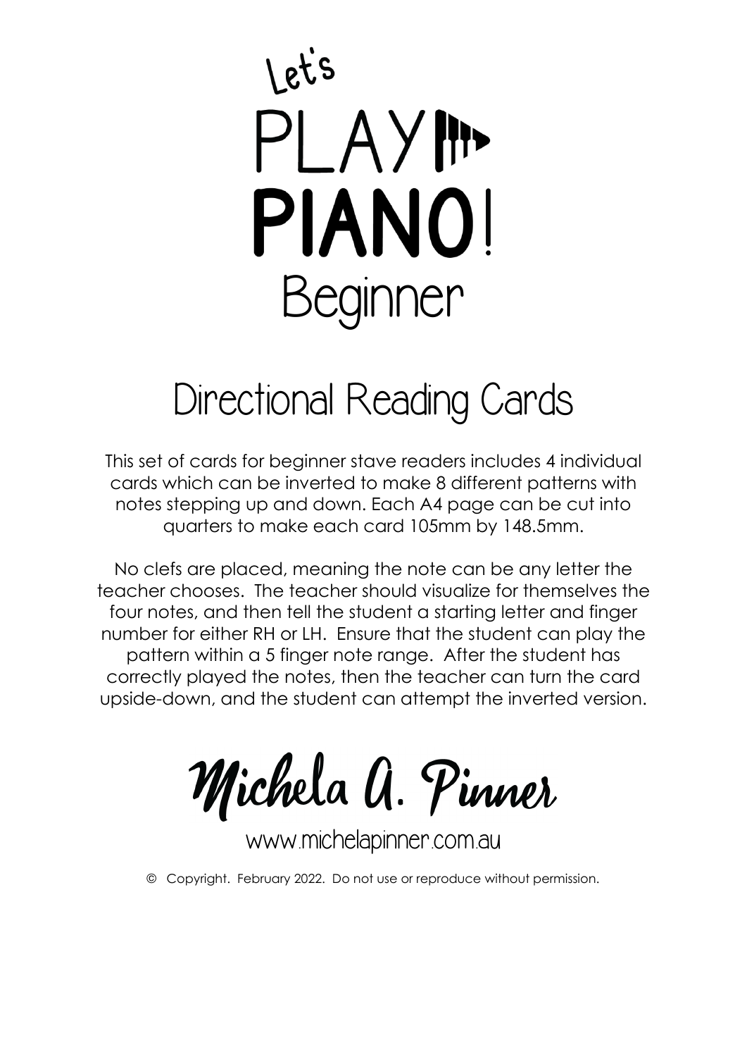# Let's PLAY PIANO! Beginner

## Directional Reading Cards

This set of cards for beginner stave readers includes 4 individual cards which can be inverted to make 8 different patterns with notes stepping up and down. Each A4 page can be cut into quarters to make each card 105mm by 148.5mm.

No clefs are placed, meaning the note can be any letter the teacher chooses. The teacher should visualize for themselves the four notes, and then tell the student a starting letter and finger number for either RH or LH. Ensure that the student can play the pattern within a 5 finger note range. After the student has correctly played the notes, then the teacher can turn the card upside-down, and the student can attempt the inverted version.

Michela A. Pinner

www.michelapinner.com.au

© Copyright. February 2022. Do not use or reproduce without permission.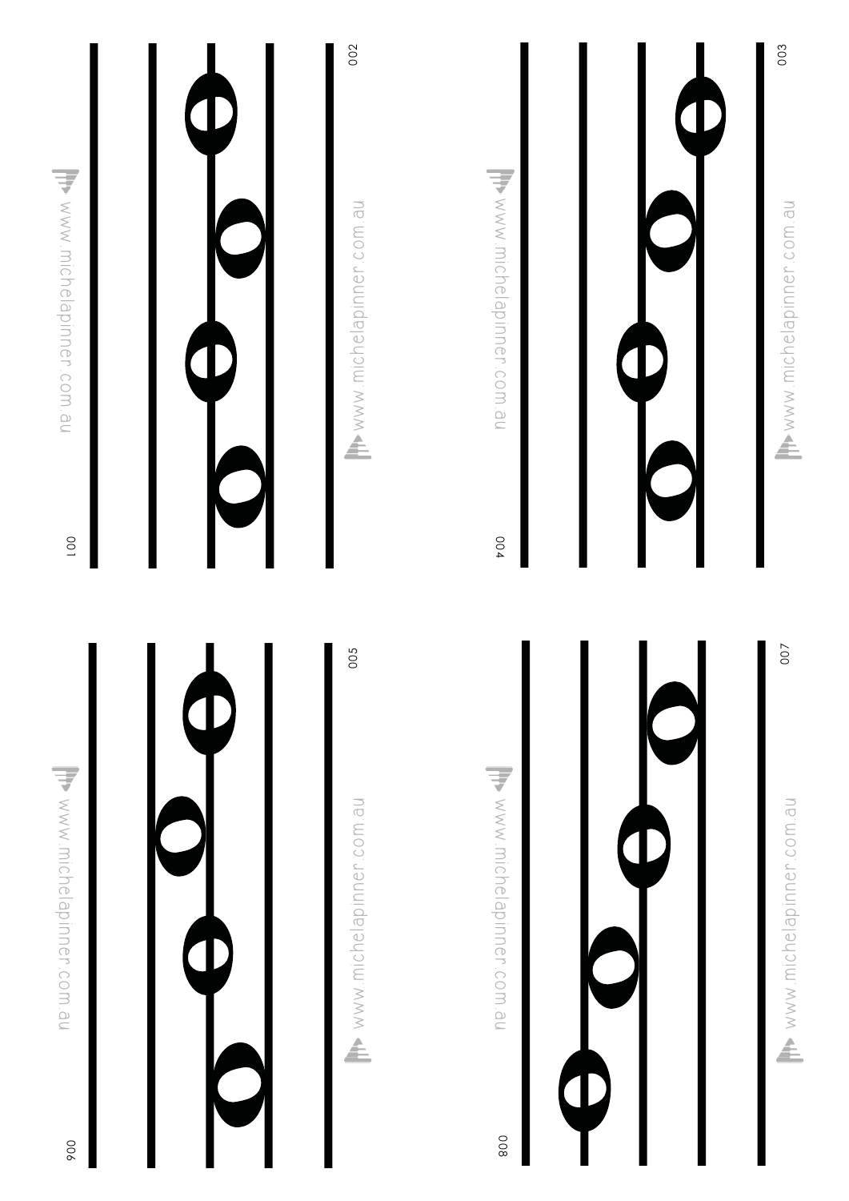001

www.michelapinner.com.au

www.michelapinner.com.au

002

004

www.michelapinner.com.au

www.michelapinner.com.au

003

006

www.michelapinner.com.au

www.michelapinner.com.au

005

008

www.michelapinner.com.au

www.michelapinner.com.au

007